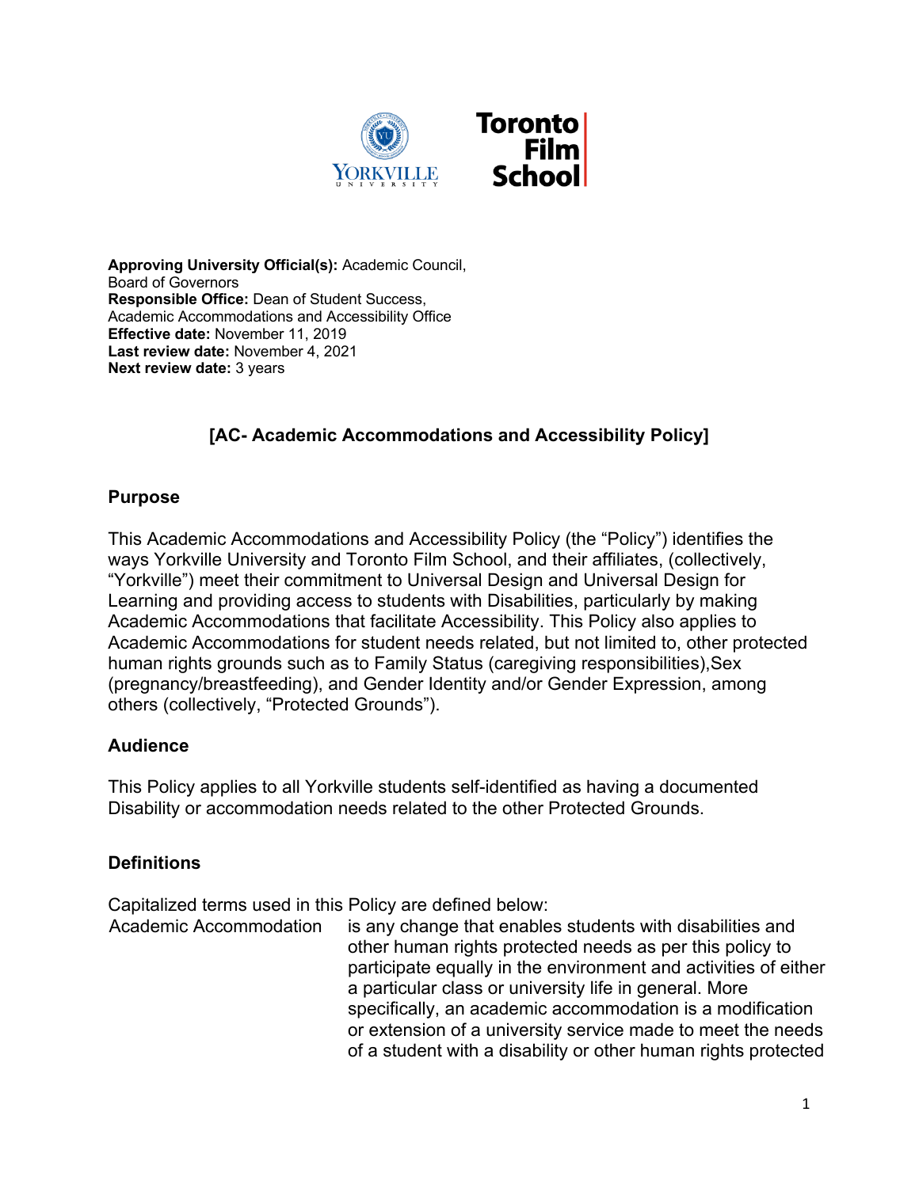**Approving University Official(s):** Academic Council, Board of Governors
**Responsible Office:** Dean of Student Success, Academic Accommodations and Accessibility Office
**Effective date:** November 11, 2019
**Last review date:** November 4, 2021
**Next review date:** 3 years

# [AC- Academic Accommodations and Accessibility Policy]

## Purpose

This Academic Accommodations and Accessibility Policy (the "Policy") identifies the ways Yorkville University and Toronto Film School, and their affiliates, (collectively, "Yorkville") meet their commitment to Universal Design and Universal Design for Learning and providing access to students with Disabilities, particularly by making Academic Accommodations that facilitate Accessibility. This Policy also applies to Academic Accommodations for student needs related, but not limited to, other protected human rights grounds such as to Family Status (caregiving responsibilities),Sex (pregnancy/breastfeeding), and Gender Identity and/or Gender Expression, among others (collectively, "Protected Grounds").

## Audience

This Policy applies to all Yorkville students self-identified as having a documented Disability or accommodation needs related to the other Protected Grounds.

## Definitions

Capitalized terms used in this Policy are defined below:

| | |
|---|---|
| Academic Accommodation | is any change that enables students with disabilities and other human rights protected needs as per this policy to participate equally in the environment and activities of either a particular class or university life in general. More specifically, an academic accommodation is a modification or extension of a university service made to meet the needs of a student with a disability or other human rights protected |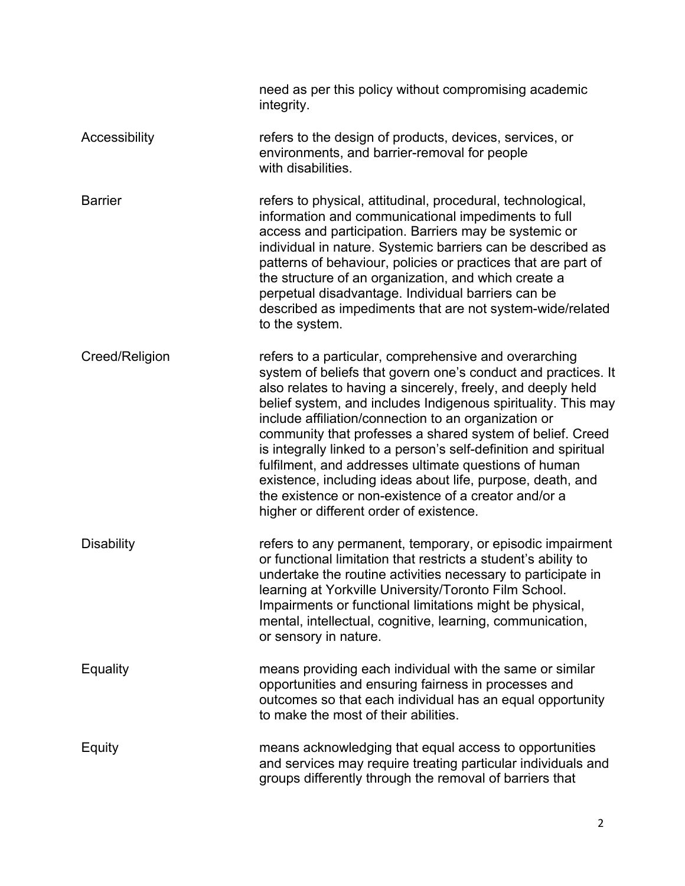need as per this policy without compromising academic integrity.

| | |
|---|---|
| Accessibility | refers to the design of products, devices, services, or environments, and barrier-removal for people with disabilities. |
| Barrier | refers to physical, attitudinal, procedural, technological, information and communicational impediments to full access and participation. Barriers may be systemic or individual in nature. Systemic barriers can be described as patterns of behaviour, policies or practices that are part of the structure of an organization, and which create a perpetual disadvantage. Individual barriers can be described as impediments that are not system-wide/related to the system. |
| Creed/Religion | refers to a particular, comprehensive and overarching system of beliefs that govern one's conduct and practices. It also relates to having a sincerely, freely, and deeply held belief system, and includes Indigenous spirituality. This may include affiliation/connection to an organization or community that professes a shared system of belief. Creed is integrally linked to a person's self-definition and spiritual fulfilment, and addresses ultimate questions of human existence, including ideas about life, purpose, death, and the existence or non-existence of a creator and/or a higher or different order of existence. |
| Disability | refers to any permanent, temporary, or episodic impairment or functional limitation that restricts a student's ability to undertake the routine activities necessary to participate in learning at Yorkville University/Toronto Film School. Impairments or functional limitations might be physical, mental, intellectual, cognitive, learning, communication, or sensory in nature. |
| Equality | means providing each individual with the same or similar opportunities and ensuring fairness in processes and outcomes so that each individual has an equal opportunity to make the most of their abilities. |
| Equity | means acknowledging that equal access to opportunities and services may require treating particular individuals and groups differently through the removal of barriers that |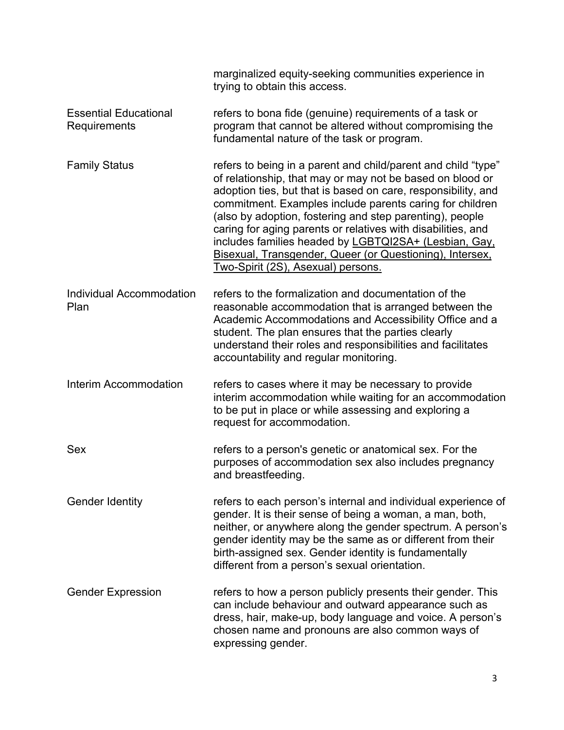marginalized equity-seeking communities experience in trying to obtain this access.

| | |
|---|---|
| Essential Educational Requirements | refers to bona fide (genuine) requirements of a task or program that cannot be altered without compromising the fundamental nature of the task or program. |
| Family Status | refers to being in a parent and child/parent and child "type" of relationship, that may or may not be based on blood or adoption ties, but that is based on care, responsibility, and commitment. Examples include parents caring for children (also by adoption, fostering and step parenting), people caring for aging parents or relatives with disabilities, and includes families headed by LGBTQI2SA+ (Lesbian, Gay, Bisexual, Transgender, Queer (or Questioning), Intersex, Two-Spirit (2S), Asexual) persons. |
| Individual Accommodation Plan | refers to the formalization and documentation of the reasonable accommodation that is arranged between the Academic Accommodations and Accessibility Office and a student. The plan ensures that the parties clearly understand their roles and responsibilities and facilitates accountability and regular monitoring. |
| Interim Accommodation | refers to cases where it may be necessary to provide interim accommodation while waiting for an accommodation to be put in place or while assessing and exploring a request for accommodation. |
| Sex | refers to a person's genetic or anatomical sex. For the purposes of accommodation sex also includes pregnancy and breastfeeding. |
| Gender Identity | refers to each person's internal and individual experience of gender. It is their sense of being a woman, a man, both, neither, or anywhere along the gender spectrum. A person's gender identity may be the same as or different from their birth-assigned sex. Gender identity is fundamentally different from a person's sexual orientation. |
| Gender Expression | refers to how a person publicly presents their gender. This can include behaviour and outward appearance such as dress, hair, make-up, body language and voice. A person's chosen name and pronouns are also common ways of expressing gender. |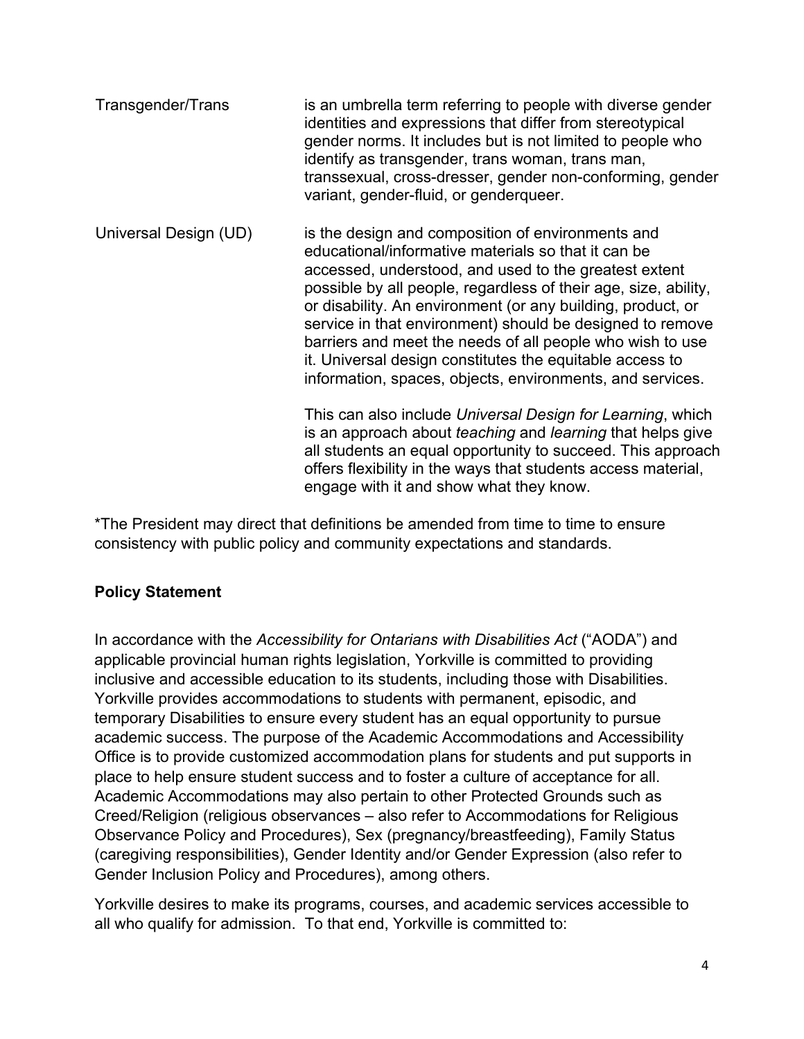| | |
|---|---|
| Transgender/Trans | is an umbrella term referring to people with diverse gender identities and expressions that differ from stereotypical gender norms. It includes but is not limited to people who identify as transgender, trans woman, trans man, transsexual, cross-dresser, gender non-conforming, gender variant, gender-fluid, or genderqueer. |
| Universal Design (UD) | is the design and composition of environments and educational/informative materials so that it can be accessed, understood, and used to the greatest extent possible by all people, regardless of their age, size, ability, or disability. An environment (or any building, product, or service in that environment) should be designed to remove barriers and meet the needs of all people who wish to use it. Universal design constitutes the equitable access to information, spaces, objects, environments, and services.<br><br>This can also include *Universal Design for Learning*, which is an approach about *teaching* and *learning* that helps give all students an equal opportunity to succeed. This approach offers flexibility in the ways that students access material, engage with it and show what they know. |

*The President may direct that definitions be amended from time to time to ensure consistency with public policy and community expectations and standards.

## Policy Statement

In accordance with the *Accessibility for Ontarians with Disabilities Act* ("AODA") and applicable provincial human rights legislation, Yorkville is committed to providing inclusive and accessible education to its students, including those with Disabilities. Yorkville provides accommodations to students with permanent, episodic, and temporary Disabilities to ensure every student has an equal opportunity to pursue academic success. The purpose of the Academic Accommodations and Accessibility Office is to provide customized accommodation plans for students and put supports in place to help ensure student success and to foster a culture of acceptance for all. Academic Accommodations may also pertain to other Protected Grounds such as Creed/Religion (religious observances – also refer to Accommodations for Religious Observance Policy and Procedures), Sex (pregnancy/breastfeeding), Family Status (caregiving responsibilities), Gender Identity and/or Gender Expression (also refer to Gender Inclusion Policy and Procedures), among others.

Yorkville desires to make its programs, courses, and academic services accessible to all who qualify for admission. To that end, Yorkville is committed to: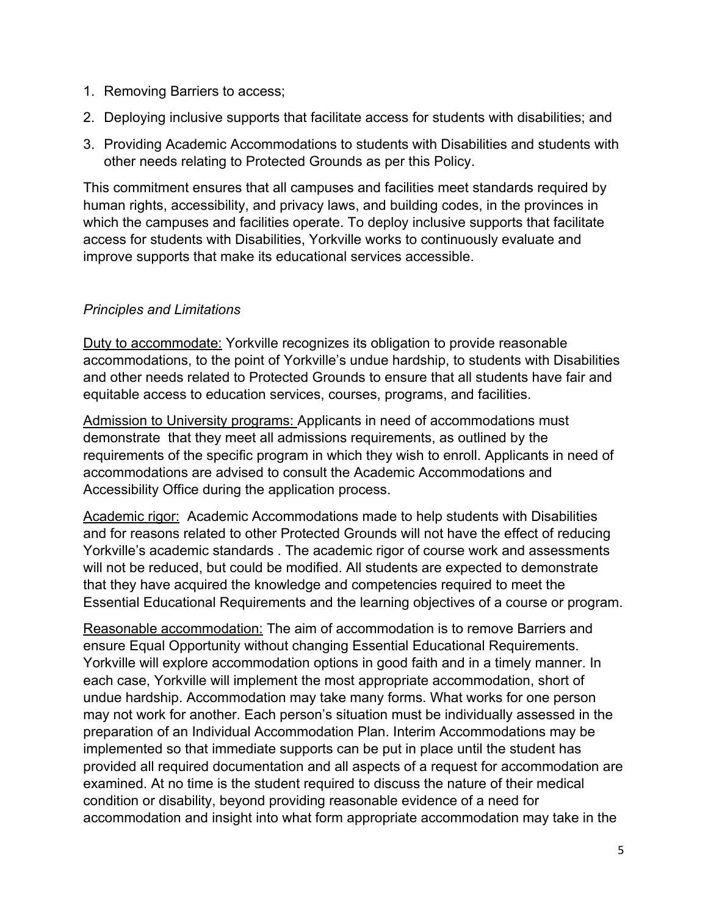1. Removing Barriers to access;
2. Deploying inclusive supports that facilitate access for students with disabilities; and
3. Providing Academic Accommodations to students with Disabilities and students with other needs relating to Protected Grounds as per this Policy.

This commitment ensures that all campuses and facilities meet standards required by human rights, accessibility, and privacy laws, and building codes, in the provinces in which the campuses and facilities operate. To deploy inclusive supports that facilitate access for students with Disabilities, Yorkville works to continuously evaluate and improve supports that make its educational services accessible.

*Principles and Limitations*

Duty to accommodate: Yorkville recognizes its obligation to provide reasonable accommodations, to the point of Yorkville's undue hardship, to students with Disabilities and other needs related to Protected Grounds to ensure that all students have fair and equitable access to education services, courses, programs, and facilities.

Admission to University programs: Applicants in need of accommodations must demonstrate that they meet all admissions requirements, as outlined by the requirements of the specific program in which they wish to enroll. Applicants in need of accommodations are advised to consult the Academic Accommodations and Accessibility Office during the application process.

Academic rigor: Academic Accommodations made to help students with Disabilities and for reasons related to other Protected Grounds will not have the effect of reducing Yorkville's academic standards . The academic rigor of course work and assessments will not be reduced, but could be modified. All students are expected to demonstrate that they have acquired the knowledge and competencies required to meet the Essential Educational Requirements and the learning objectives of a course or program.

Reasonable accommodation: The aim of accommodation is to remove Barriers and ensure Equal Opportunity without changing Essential Educational Requirements. Yorkville will explore accommodation options in good faith and in a timely manner. In each case, Yorkville will implement the most appropriate accommodation, short of undue hardship. Accommodation may take many forms. What works for one person may not work for another. Each person's situation must be individually assessed in the preparation of an Individual Accommodation Plan. Interim Accommodations may be implemented so that immediate supports can be put in place until the student has provided all required documentation and all aspects of a request for accommodation are examined. At no time is the student required to discuss the nature of their medical condition or disability, beyond providing reasonable evidence of a need for accommodation and insight into what form appropriate accommodation may take in the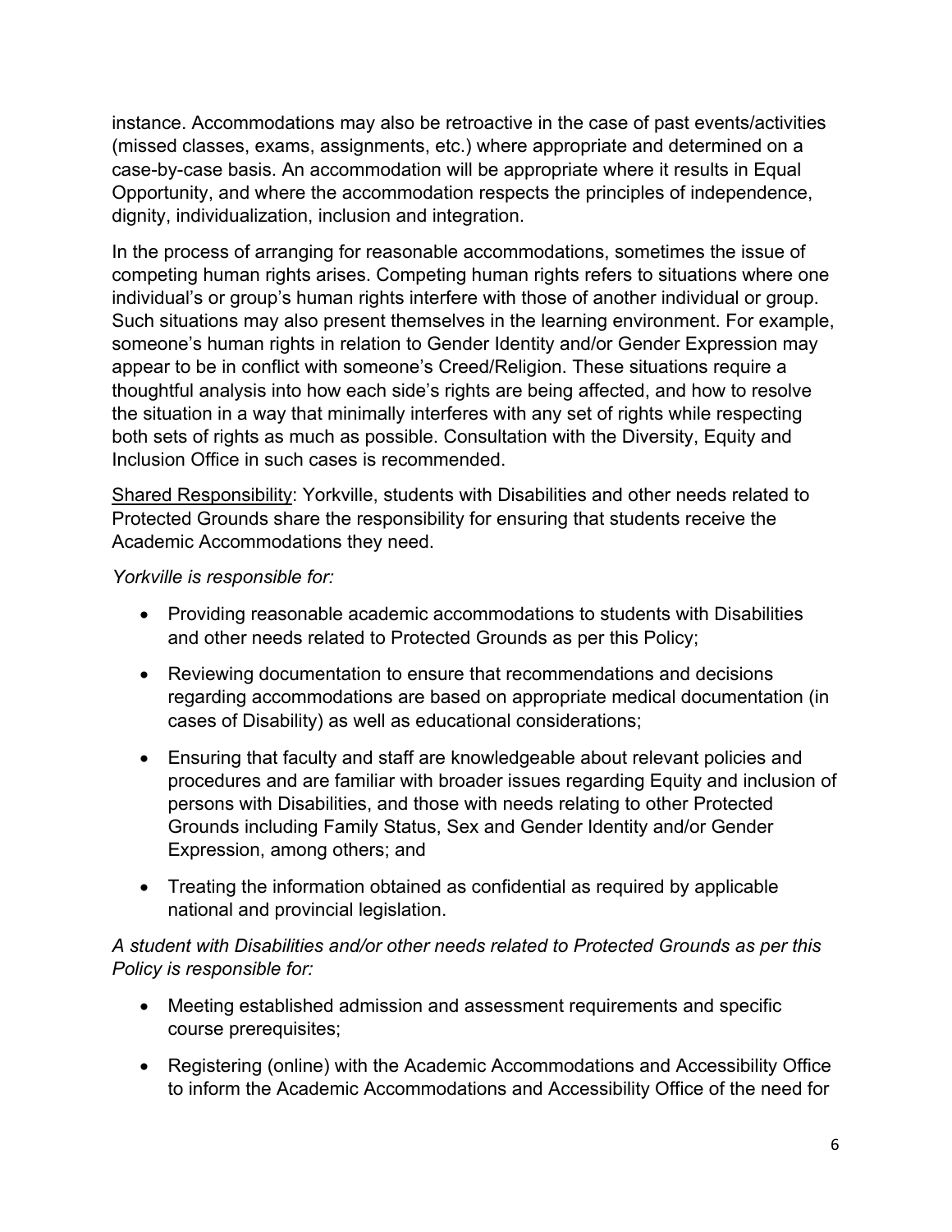instance. Accommodations may also be retroactive in the case of past events/activities (missed classes, exams, assignments, etc.) where appropriate and determined on a case-by-case basis. An accommodation will be appropriate where it results in Equal Opportunity, and where the accommodation respects the principles of independence, dignity, individualization, inclusion and integration.

In the process of arranging for reasonable accommodations, sometimes the issue of competing human rights arises. Competing human rights refers to situations where one individual's or group's human rights interfere with those of another individual or group. Such situations may also present themselves in the learning environment. For example, someone's human rights in relation to Gender Identity and/or Gender Expression may appear to be in conflict with someone's Creed/Religion. These situations require a thoughtful analysis into how each side's rights are being affected, and how to resolve the situation in a way that minimally interferes with any set of rights while respecting both sets of rights as much as possible. Consultation with the Diversity, Equity and Inclusion Office in such cases is recommended.

<u>Shared Responsibility</u>: Yorkville, students with Disabilities and other needs related to Protected Grounds share the responsibility for ensuring that students receive the Academic Accommodations they need.

*Yorkville is responsible for:*

- Providing reasonable academic accommodations to students with Disabilities and other needs related to Protected Grounds as per this Policy;
- Reviewing documentation to ensure that recommendations and decisions regarding accommodations are based on appropriate medical documentation (in cases of Disability) as well as educational considerations;
- Ensuring that faculty and staff are knowledgeable about relevant policies and procedures and are familiar with broader issues regarding Equity and inclusion of persons with Disabilities, and those with needs relating to other Protected Grounds including Family Status, Sex and Gender Identity and/or Gender Expression, among others; and
- Treating the information obtained as confidential as required by applicable national and provincial legislation.

*A student with Disabilities and/or other needs related to Protected Grounds as per this Policy is responsible for:*

- Meeting established admission and assessment requirements and specific course prerequisites;
- Registering (online) with the Academic Accommodations and Accessibility Office to inform the Academic Accommodations and Accessibility Office of the need for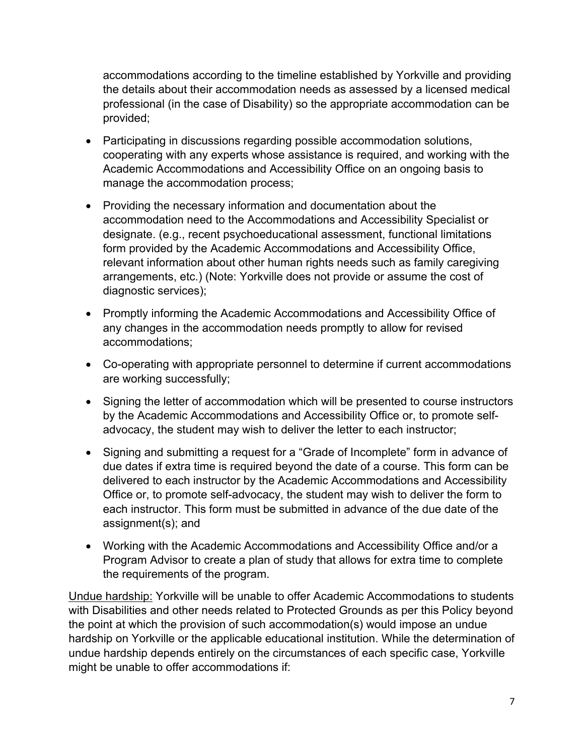accommodations according to the timeline established by Yorkville and providing the details about their accommodation needs as assessed by a licensed medical professional (in the case of Disability) so the appropriate accommodation can be provided;

- Participating in discussions regarding possible accommodation solutions, cooperating with any experts whose assistance is required, and working with the Academic Accommodations and Accessibility Office on an ongoing basis to manage the accommodation process;
- Providing the necessary information and documentation about the accommodation need to the Accommodations and Accessibility Specialist or designate. (e.g., recent psychoeducational assessment, functional limitations form provided by the Academic Accommodations and Accessibility Office, relevant information about other human rights needs such as family caregiving arrangements, etc.) (Note: Yorkville does not provide or assume the cost of diagnostic services);
- Promptly informing the Academic Accommodations and Accessibility Office of any changes in the accommodation needs promptly to allow for revised accommodations;
- Co-operating with appropriate personnel to determine if current accommodations are working successfully;
- Signing the letter of accommodation which will be presented to course instructors by the Academic Accommodations and Accessibility Office or, to promote self-advocacy, the student may wish to deliver the letter to each instructor;
- Signing and submitting a request for a “Grade of Incomplete” form in advance of due dates if extra time is required beyond the date of a course. This form can be delivered to each instructor by the Academic Accommodations and Accessibility Office or, to promote self-advocacy, the student may wish to deliver the form to each instructor. This form must be submitted in advance of the due date of the assignment(s); and
- Working with the Academic Accommodations and Accessibility Office and/or a Program Advisor to create a plan of study that allows for extra time to complete the requirements of the program.

<u>Undue hardship:</u> Yorkville will be unable to offer Academic Accommodations to students with Disabilities and other needs related to Protected Grounds as per this Policy beyond the point at which the provision of such accommodation(s) would impose an undue hardship on Yorkville or the applicable educational institution. While the determination of undue hardship depends entirely on the circumstances of each specific case, Yorkville might be unable to offer accommodations if: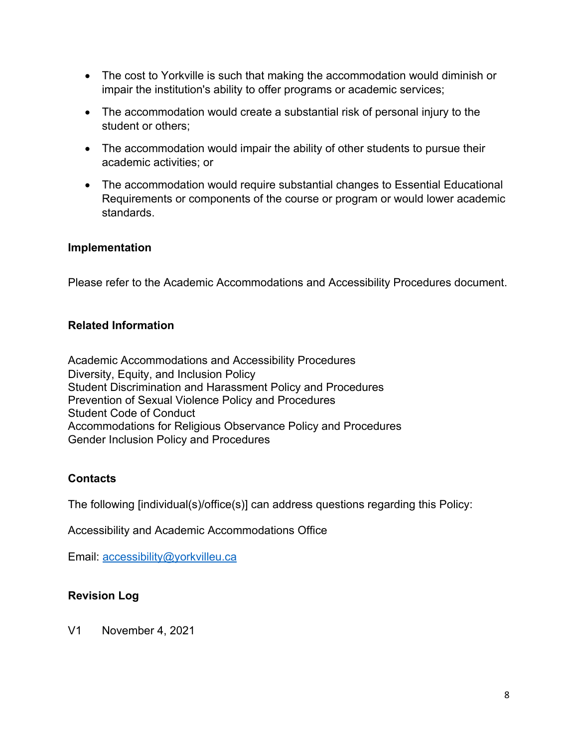- The cost to Yorkville is such that making the accommodation would diminish or impair the institution's ability to offer programs or academic services;
- The accommodation would create a substantial risk of personal injury to the student or others;
- The accommodation would impair the ability of other students to pursue their academic activities; or
- The accommodation would require substantial changes to Essential Educational Requirements or components of the course or program or would lower academic standards.

**Implementation**

Please refer to the Academic Accommodations and Accessibility Procedures document.

**Related Information**

Academic Accommodations and Accessibility Procedures
Diversity, Equity, and Inclusion Policy
Student Discrimination and Harassment Policy and Procedures
Prevention of Sexual Violence Policy and Procedures
Student Code of Conduct
Accommodations for Religious Observance Policy and Procedures
Gender Inclusion Policy and Procedures

**Contacts**

The following [individual(s)/office(s)] can address questions regarding this Policy:

Accessibility and Academic Accommodations Office

Email: accessibility@yorkvilleu.ca

**Revision Log**

V1 November 4, 2021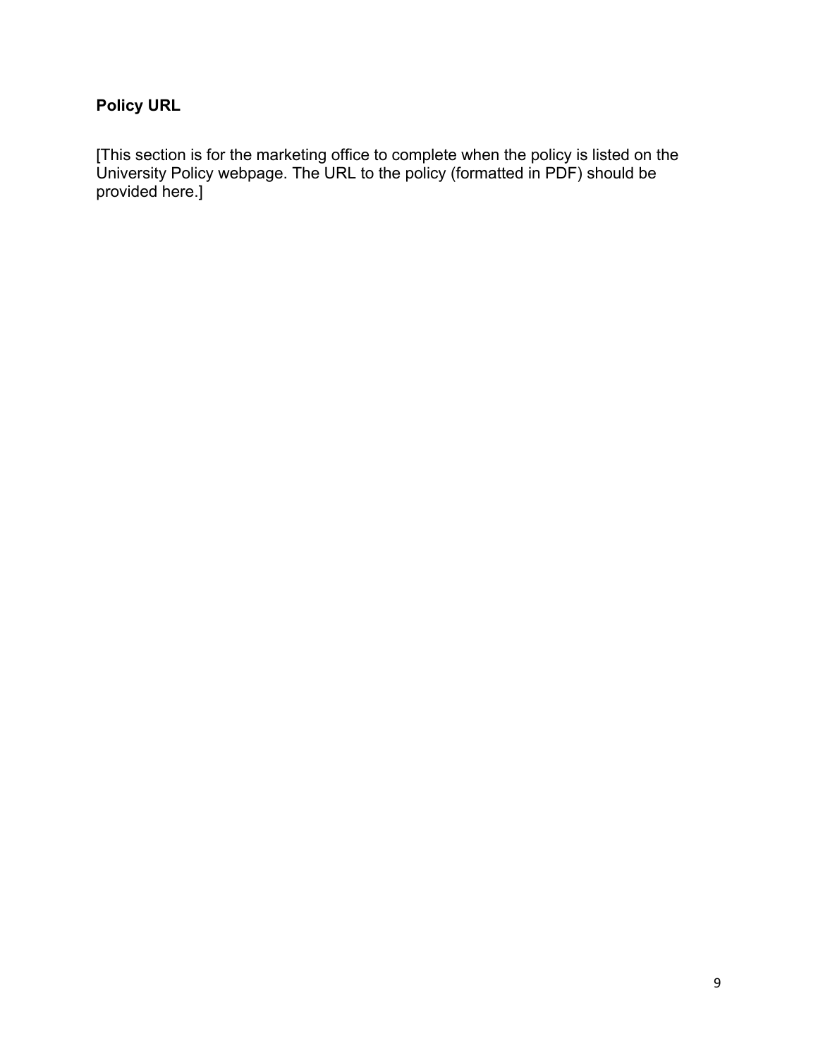**Policy URL**

[This section is for the marketing office to complete when the policy is listed on the University Policy webpage. The URL to the policy (formatted in PDF) should be provided here.]